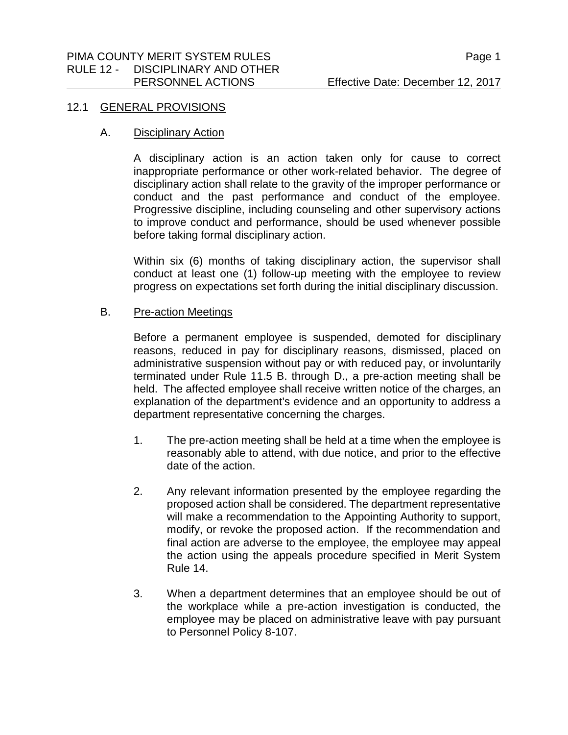## 12.1 GENERAL PROVISIONS

### A. Disciplinary Action

A disciplinary action is an action taken only for cause to correct inappropriate performance or other work-related behavior. The degree of disciplinary action shall relate to the gravity of the improper performance or conduct and the past performance and conduct of the employee. Progressive discipline, including counseling and other supervisory actions to improve conduct and performance, should be used whenever possible before taking formal disciplinary action.

Within six (6) months of taking disciplinary action, the supervisor shall conduct at least one (1) follow-up meeting with the employee to review progress on expectations set forth during the initial disciplinary discussion.

### B. Pre-action Meetings

Before a permanent employee is suspended, demoted for disciplinary reasons, reduced in pay for disciplinary reasons, dismissed, placed on administrative suspension without pay or with reduced pay, or involuntarily terminated under Rule 11.5 B. through D., a pre-action meeting shall be held. The affected employee shall receive written notice of the charges, an explanation of the department's evidence and an opportunity to address a department representative concerning the charges.

1. The pre-action meeting shall be held at a time when the employee is reasonably able to attend, with due notice, and prior to the effective date of the action.

2. Any relevant information presented by the employee regarding the proposed action shall be considered. The department representative will make a recommendation to the Appointing Authority to support, modify, or revoke the proposed action. If the recommendation and final action are adverse to the employee, the employee may appeal the action using the appeals procedure specified in Merit System Rule 14.

3. When a department determines that an employee should be out of the workplace while a pre-action investigation is conducted, the employee may be placed on administrative leave with pay pursuant to Personnel Policy 8-107.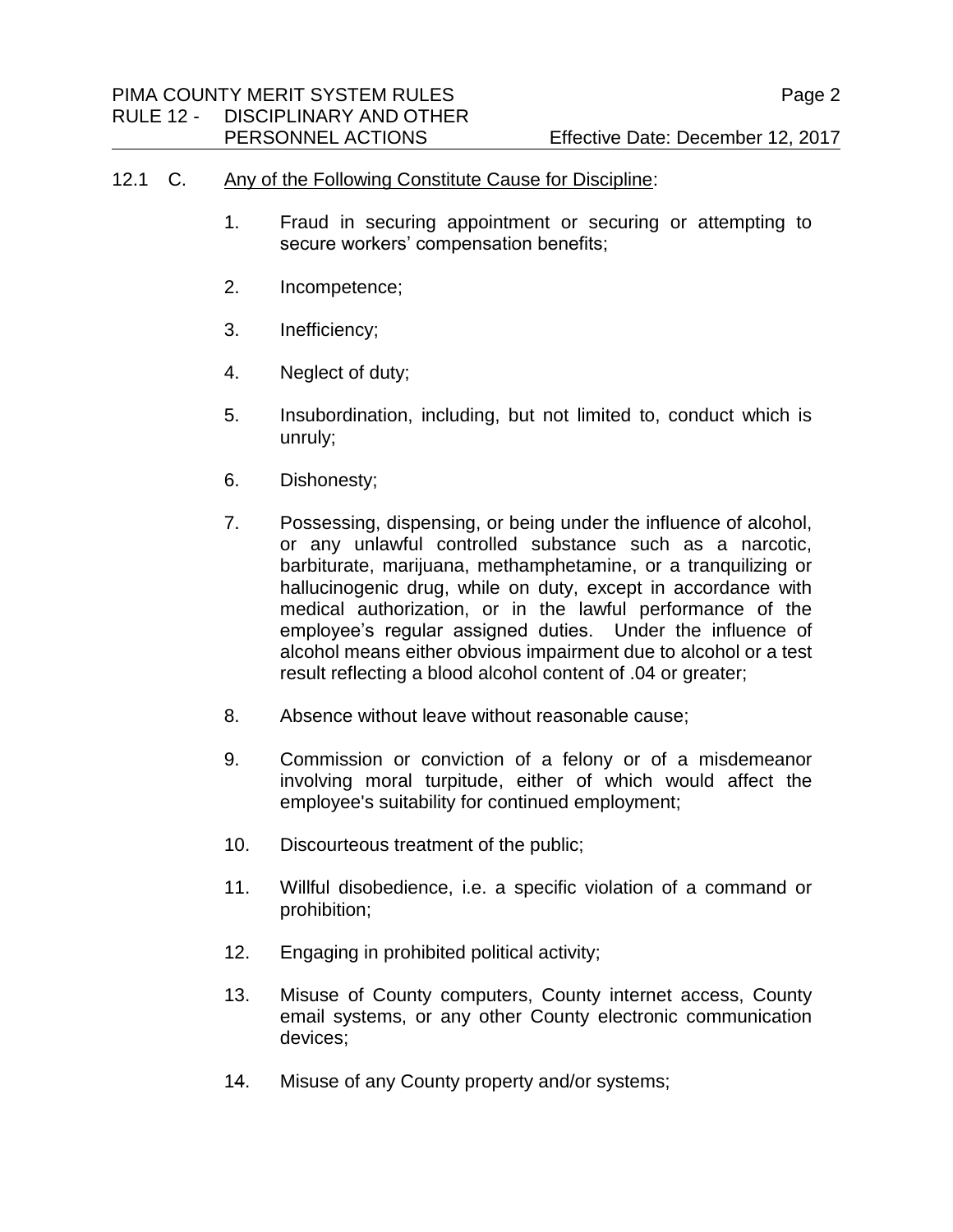12.1 C. Any of the Following Constitute Cause for Discipline:

1. Fraud in securing appointment or securing or attempting to secure workers' compensation benefits;

2. Incompetence;

3. Inefficiency;

4. Neglect of duty;

5. Insubordination, including, but not limited to, conduct which is unruly;

6. Dishonesty;

7. Possessing, dispensing, or being under the influence of alcohol, or any unlawful controlled substance such as a narcotic, barbiturate, marijuana, methamphetamine, or a tranquilizing or hallucinogenic drug, while on duty, except in accordance with medical authorization, or in the lawful performance of the employee's regular assigned duties. Under the influence of alcohol means either obvious impairment due to alcohol or a test result reflecting a blood alcohol content of .04 or greater;

8. Absence without leave without reasonable cause;

9. Commission or conviction of a felony or of a misdemeanor involving moral turpitude, either of which would affect the employee's suitability for continued employment;

10. Discourteous treatment of the public;

11. Willful disobedience, i.e. a specific violation of a command or prohibition;

12. Engaging in prohibited political activity;

13. Misuse of County computers, County internet access, County email systems, or any other County electronic communication devices;

14. Misuse of any County property and/or systems;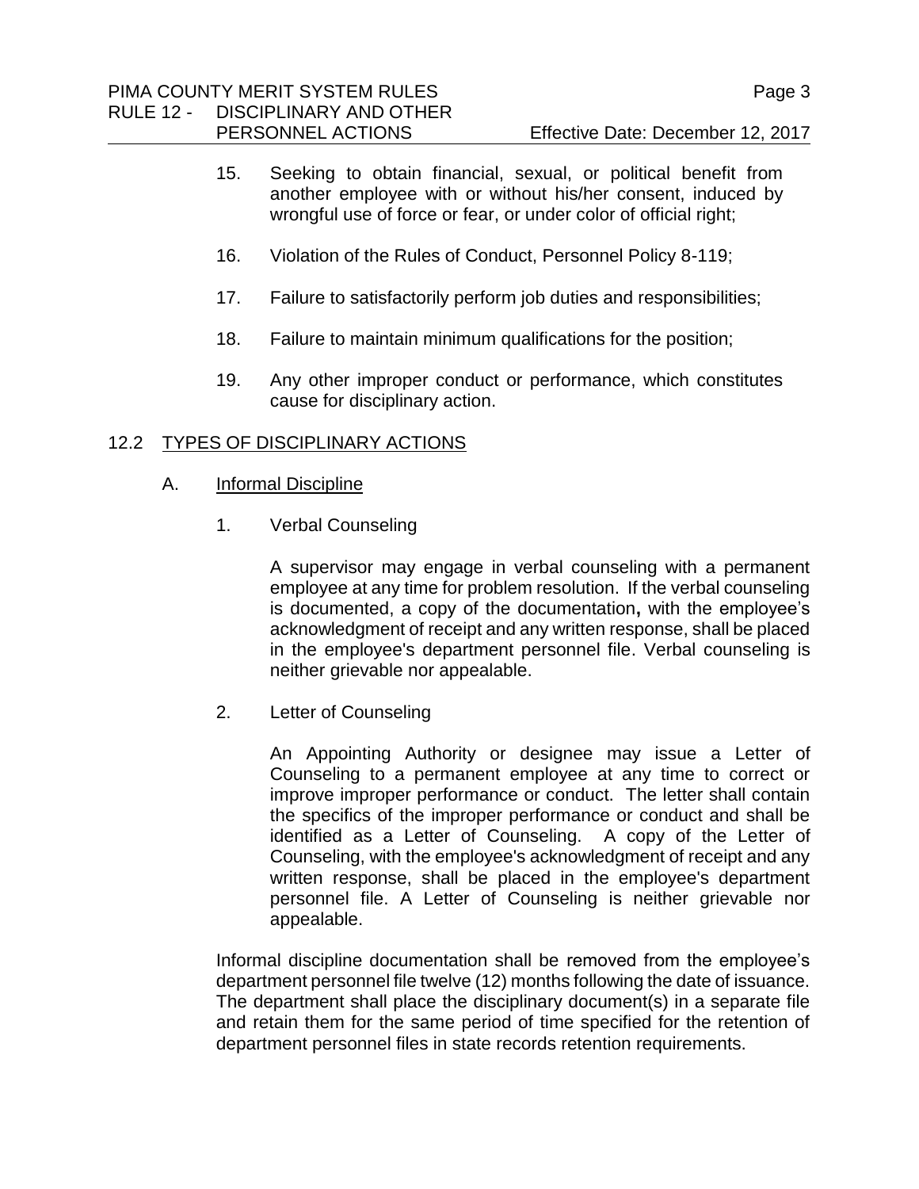15. Seeking to obtain financial, sexual, or political benefit from another employee with or without his/her consent, induced by wrongful use of force or fear, or under color of official right;

16. Violation of the Rules of Conduct, Personnel Policy 8-119;

17. Failure to satisfactorily perform job duties and responsibilities;

18. Failure to maintain minimum qualifications for the position;

19. Any other improper conduct or performance, which constitutes cause for disciplinary action.

## 12.2 TYPES OF DISCIPLINARY ACTIONS

### A. Informal Discipline

1. Verbal Counseling

   A supervisor may engage in verbal counseling with a permanent employee at any time for problem resolution. If the verbal counseling is documented, a copy of the documentation**,** with the employee's acknowledgment of receipt and any written response, shall be placed in the employee's department personnel file. Verbal counseling is neither grievable nor appealable.

2. Letter of Counseling

   An Appointing Authority or designee may issue a Letter of Counseling to a permanent employee at any time to correct or improve improper performance or conduct. The letter shall contain the specifics of the improper performance or conduct and shall be identified as a Letter of Counseling. A copy of the Letter of Counseling, with the employee's acknowledgment of receipt and any written response, shall be placed in the employee's department personnel file. A Letter of Counseling is neither grievable nor appealable.

Informal discipline documentation shall be removed from the employee's department personnel file twelve (12) months following the date of issuance. The department shall place the disciplinary document(s) in a separate file and retain them for the same period of time specified for the retention of department personnel files in state records retention requirements.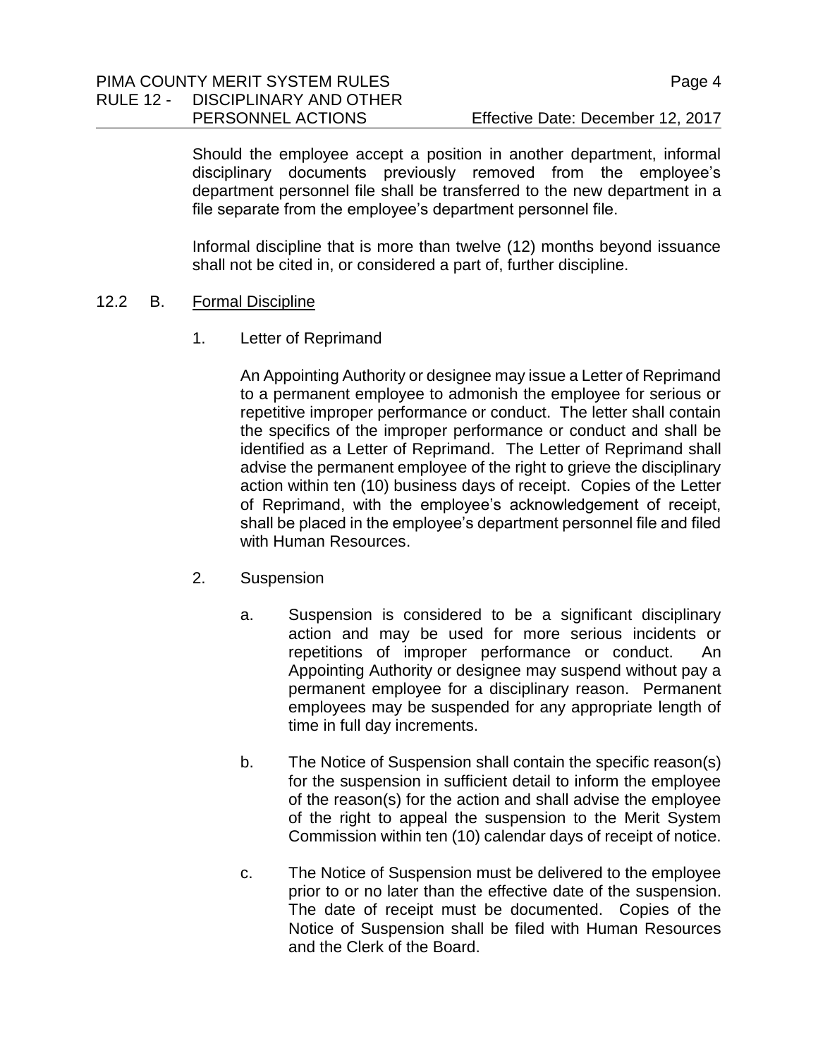Should the employee accept a position in another department, informal disciplinary documents previously removed from the employee's department personnel file shall be transferred to the new department in a file separate from the employee's department personnel file.

Informal discipline that is more than twelve (12) months beyond issuance shall not be cited in, or considered a part of, further discipline.

12.2 B. Formal Discipline

1. Letter of Reprimand

   An Appointing Authority or designee may issue a Letter of Reprimand to a permanent employee to admonish the employee for serious or repetitive improper performance or conduct. The letter shall contain the specifics of the improper performance or conduct and shall be identified as a Letter of Reprimand. The Letter of Reprimand shall advise the permanent employee of the right to grieve the disciplinary action within ten (10) business days of receipt. Copies of the Letter of Reprimand, with the employee's acknowledgement of receipt, shall be placed in the employee's department personnel file and filed with Human Resources.

2. Suspension

   a. Suspension is considered to be a significant disciplinary action and may be used for more serious incidents or repetitions of improper performance or conduct. An Appointing Authority or designee may suspend without pay a permanent employee for a disciplinary reason. Permanent employees may be suspended for any appropriate length of time in full day increments.

   b. The Notice of Suspension shall contain the specific reason(s) for the suspension in sufficient detail to inform the employee of the reason(s) for the action and shall advise the employee of the right to appeal the suspension to the Merit System Commission within ten (10) calendar days of receipt of notice.

   c. The Notice of Suspension must be delivered to the employee prior to or no later than the effective date of the suspension. The date of receipt must be documented. Copies of the Notice of Suspension shall be filed with Human Resources and the Clerk of the Board.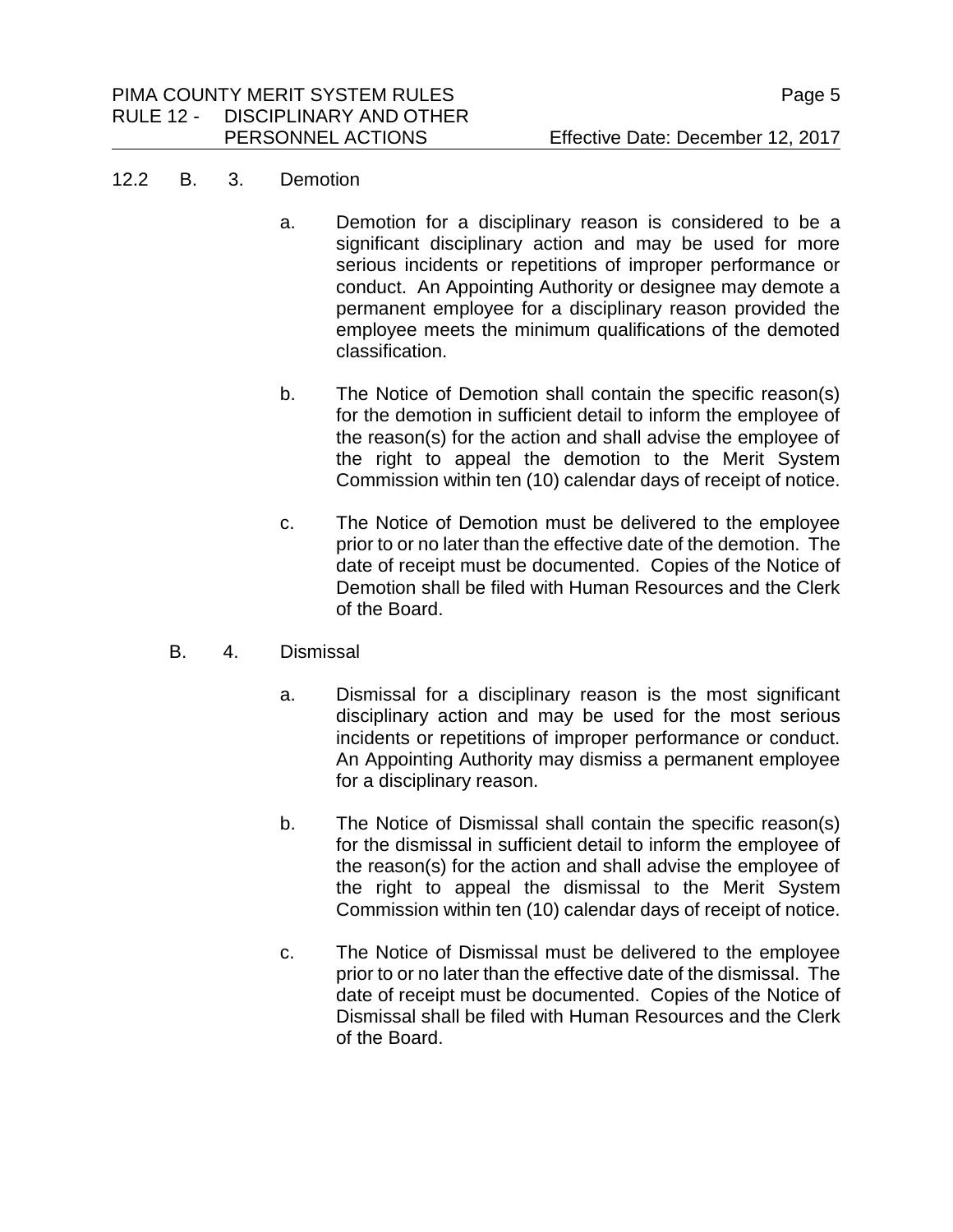12.2 B. 3. Demotion

a. Demotion for a disciplinary reason is considered to be a significant disciplinary action and may be used for more serious incidents or repetitions of improper performance or conduct. An Appointing Authority or designee may demote a permanent employee for a disciplinary reason provided the employee meets the minimum qualifications of the demoted classification.

b. The Notice of Demotion shall contain the specific reason(s) for the demotion in sufficient detail to inform the employee of the reason(s) for the action and shall advise the employee of the right to appeal the demotion to the Merit System Commission within ten (10) calendar days of receipt of notice.

c. The Notice of Demotion must be delivered to the employee prior to or no later than the effective date of the demotion. The date of receipt must be documented. Copies of the Notice of Demotion shall be filed with Human Resources and the Clerk of the Board.

B. 4. Dismissal

a. Dismissal for a disciplinary reason is the most significant disciplinary action and may be used for the most serious incidents or repetitions of improper performance or conduct. An Appointing Authority may dismiss a permanent employee for a disciplinary reason.

b. The Notice of Dismissal shall contain the specific reason(s) for the dismissal in sufficient detail to inform the employee of the reason(s) for the action and shall advise the employee of the right to appeal the dismissal to the Merit System Commission within ten (10) calendar days of receipt of notice.

c. The Notice of Dismissal must be delivered to the employee prior to or no later than the effective date of the dismissal. The date of receipt must be documented. Copies of the Notice of Dismissal shall be filed with Human Resources and the Clerk of the Board.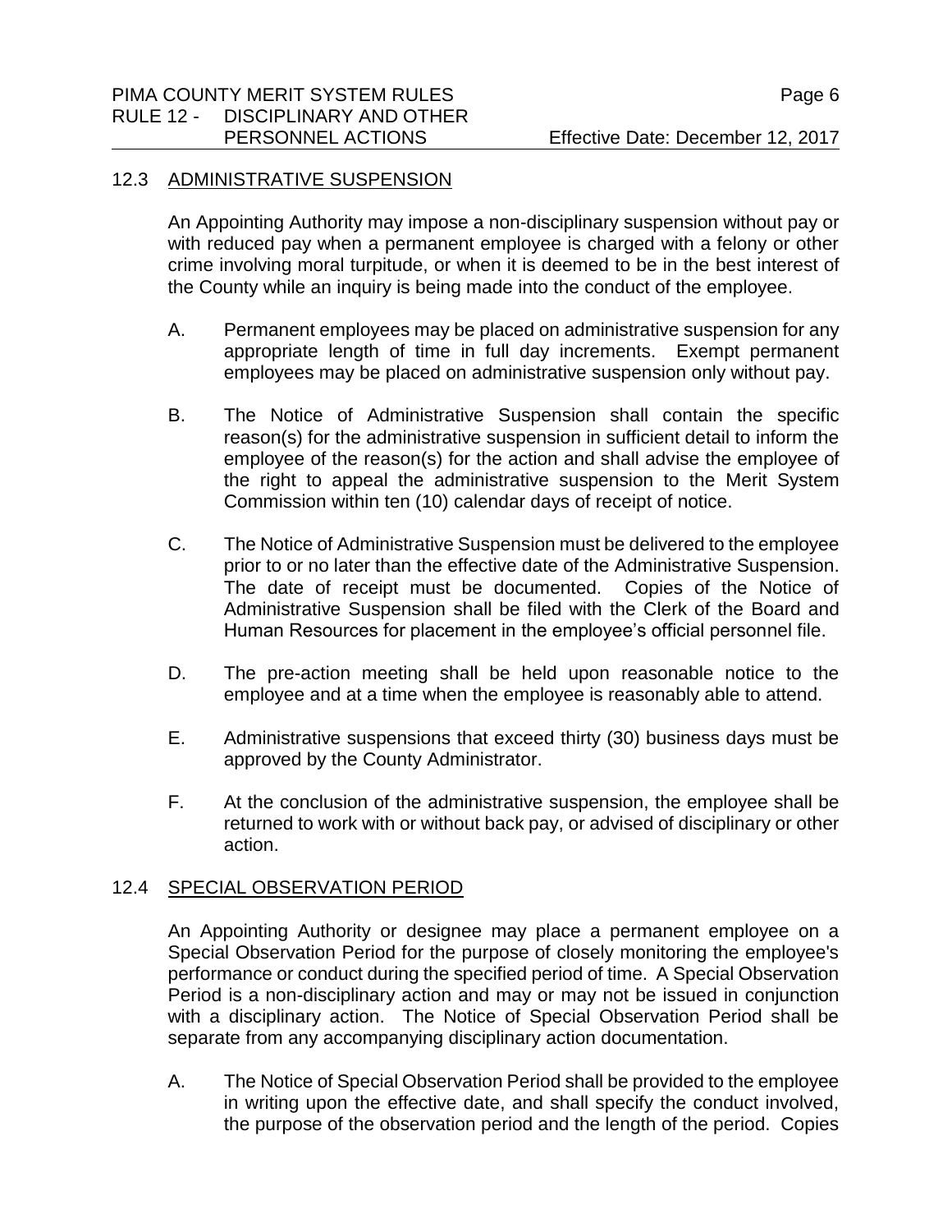## 12.3 ADMINISTRATIVE SUSPENSION

An Appointing Authority may impose a non-disciplinary suspension without pay or with reduced pay when a permanent employee is charged with a felony or other crime involving moral turpitude, or when it is deemed to be in the best interest of the County while an inquiry is being made into the conduct of the employee.

A. Permanent employees may be placed on administrative suspension for any appropriate length of time in full day increments. Exempt permanent employees may be placed on administrative suspension only without pay.

B. The Notice of Administrative Suspension shall contain the specific reason(s) for the administrative suspension in sufficient detail to inform the employee of the reason(s) for the action and shall advise the employee of the right to appeal the administrative suspension to the Merit System Commission within ten (10) calendar days of receipt of notice.

C. The Notice of Administrative Suspension must be delivered to the employee prior to or no later than the effective date of the Administrative Suspension. The date of receipt must be documented. Copies of the Notice of Administrative Suspension shall be filed with the Clerk of the Board and Human Resources for placement in the employee's official personnel file.

D. The pre-action meeting shall be held upon reasonable notice to the employee and at a time when the employee is reasonably able to attend.

E. Administrative suspensions that exceed thirty (30) business days must be approved by the County Administrator.

F. At the conclusion of the administrative suspension, the employee shall be returned to work with or without back pay, or advised of disciplinary or other action.

## 12.4 SPECIAL OBSERVATION PERIOD

An Appointing Authority or designee may place a permanent employee on a Special Observation Period for the purpose of closely monitoring the employee's performance or conduct during the specified period of time. A Special Observation Period is a non-disciplinary action and may or may not be issued in conjunction with a disciplinary action. The Notice of Special Observation Period shall be separate from any accompanying disciplinary action documentation.

A. The Notice of Special Observation Period shall be provided to the employee in writing upon the effective date, and shall specify the conduct involved, the purpose of the observation period and the length of the period. Copies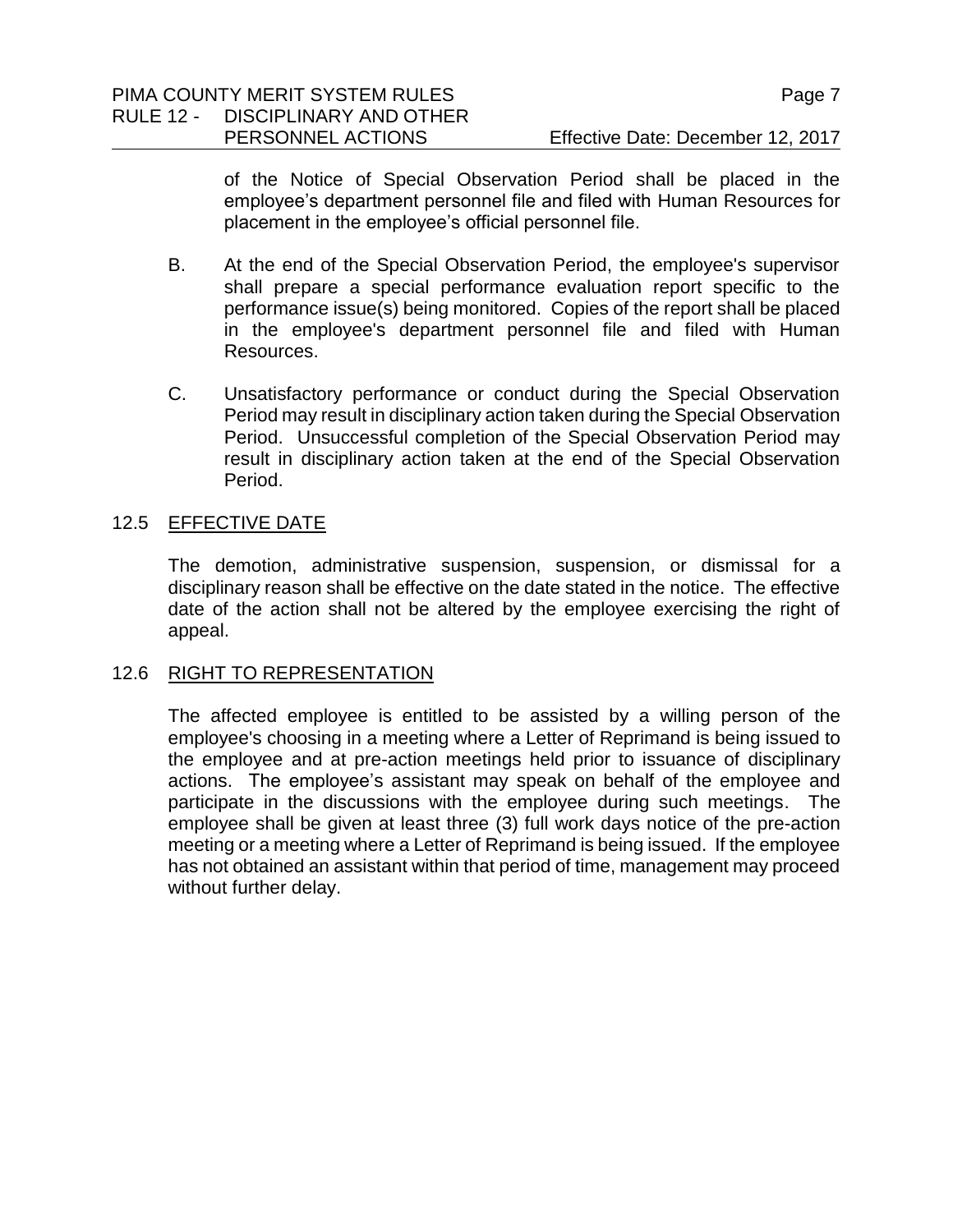of the Notice of Special Observation Period shall be placed in the employee's department personnel file and filed with Human Resources for placement in the employee's official personnel file.

B. At the end of the Special Observation Period, the employee's supervisor shall prepare a special performance evaluation report specific to the performance issue(s) being monitored. Copies of the report shall be placed in the employee's department personnel file and filed with Human Resources.

C. Unsatisfactory performance or conduct during the Special Observation Period may result in disciplinary action taken during the Special Observation Period. Unsuccessful completion of the Special Observation Period may result in disciplinary action taken at the end of the Special Observation Period.

## 12.5 EFFECTIVE DATE

The demotion, administrative suspension, suspension, or dismissal for a disciplinary reason shall be effective on the date stated in the notice. The effective date of the action shall not be altered by the employee exercising the right of appeal.

## 12.6 RIGHT TO REPRESENTATION

The affected employee is entitled to be assisted by a willing person of the employee's choosing in a meeting where a Letter of Reprimand is being issued to the employee and at pre-action meetings held prior to issuance of disciplinary actions. The employee's assistant may speak on behalf of the employee and participate in the discussions with the employee during such meetings. The employee shall be given at least three (3) full work days notice of the pre-action meeting or a meeting where a Letter of Reprimand is being issued. If the employee has not obtained an assistant within that period of time, management may proceed without further delay.